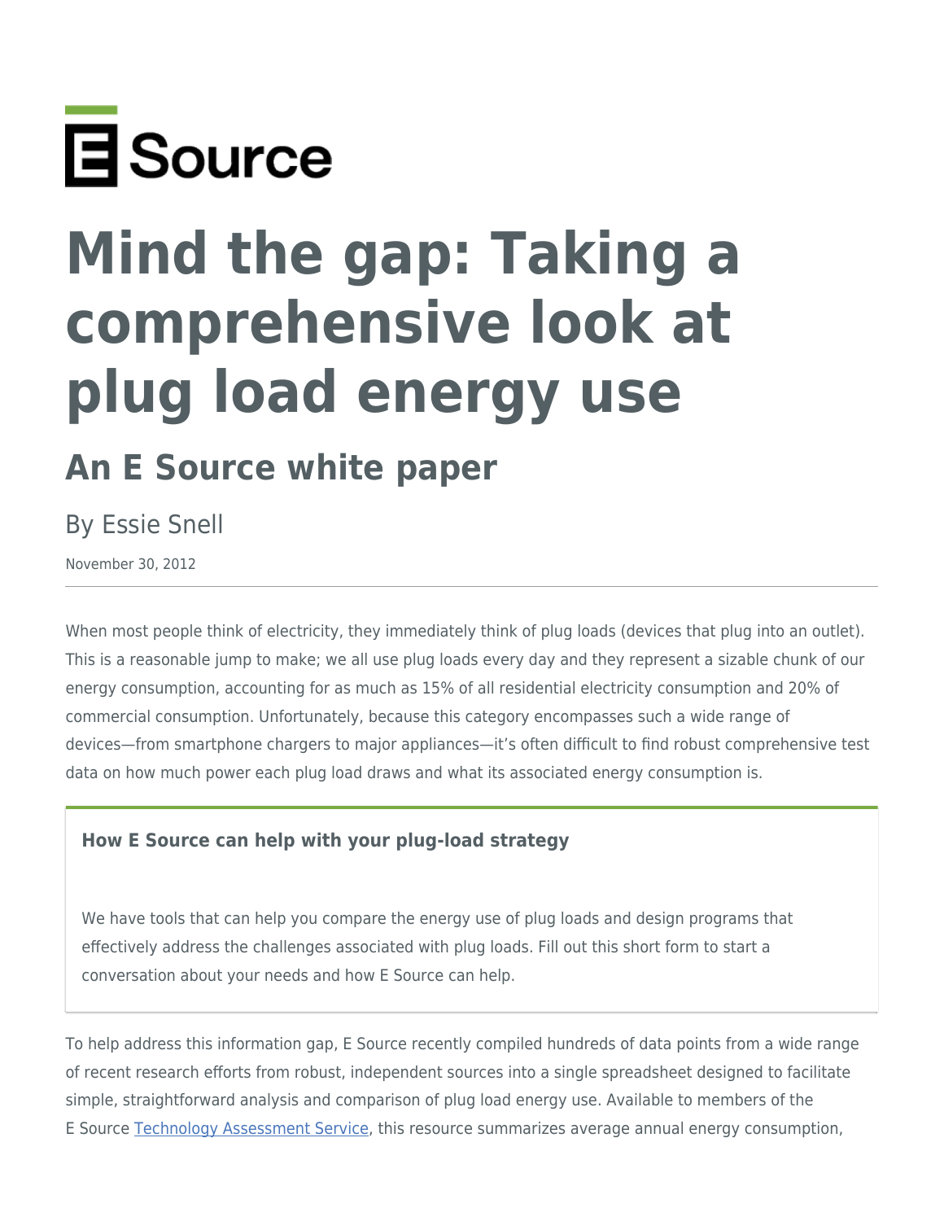E Source

# Mind the gap: Taking a comprehensive look at plug load energy use

## An E Source white paper

By Essie Snell

November 30, 2012

---

When most people think of electricity, they immediately think of plug loads (devices that plug into an outlet). This is a reasonable jump to make; we all use plug loads every day and they represent a sizable chunk of our energy consumption, accounting for as much as 15% of all residential electricity consumption and 20% of commercial consumption. Unfortunately, because this category encompasses such a wide range of devices—from smartphone chargers to major appliances—it's often difficult to find robust comprehensive test data on how much power each plug load draws and what its associated energy consumption is.

> **How E Source can help with your plug-load strategy**
>
> We have tools that can help you compare the energy use of plug loads and design programs that effectively address the challenges associated with plug loads. Fill out this short form to start a conversation about your needs and how E Source can help.

To help address this information gap, E Source recently compiled hundreds of data points from a wide range of recent research efforts from robust, independent sources into a single spreadsheet designed to facilitate simple, straightforward analysis and comparison of plug load energy use. Available to members of the E Source Technology Assessment Service, this resource summarizes average annual energy consumption,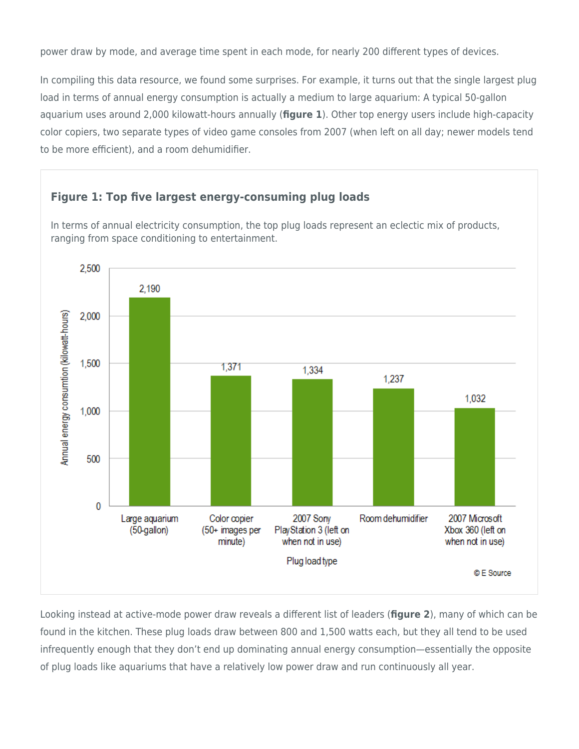power draw by mode, and average time spent in each mode, for nearly 200 different types of devices.

In compiling this data resource, we found some surprises. For example, it turns out that the single largest plug load in terms of annual energy consumption is actually a medium to large aquarium: A typical 50-gallon aquarium uses around 2,000 kilowatt-hours annually (**figure 1**). Other top energy users include high-capacity color copiers, two separate types of video game consoles from 2007 (when left on all day; newer models tend to be more efficient), and a room dehumidifier.

### Figure 1: Top five largest energy-consuming plug loads

In terms of annual electricity consumption, the top plug loads represent an eclectic mix of products, ranging from space conditioning to entertainment.

| Plug load type | Annual energy consumption (kilowatt-hours) |
|---|---|
| Large aquarium (50-gallon) | 2,190 |
| Color copier (50+ images per minute) | 1,371 |
| 2007 Sony PlayStation 3 (left on when not in use) | 1,334 |
| Room dehumidifier | 1,237 |
| 2007 Microsoft Xbox 360 (left on when not in use) | 1,032 |

© E Source

Looking instead at active-mode power draw reveals a different list of leaders (**figure 2**), many of which can be found in the kitchen. These plug loads draw between 800 and 1,500 watts each, but they all tend to be used infrequently enough that they don't end up dominating annual energy consumption—essentially the opposite of plug loads like aquariums that have a relatively low power draw and run continuously all year.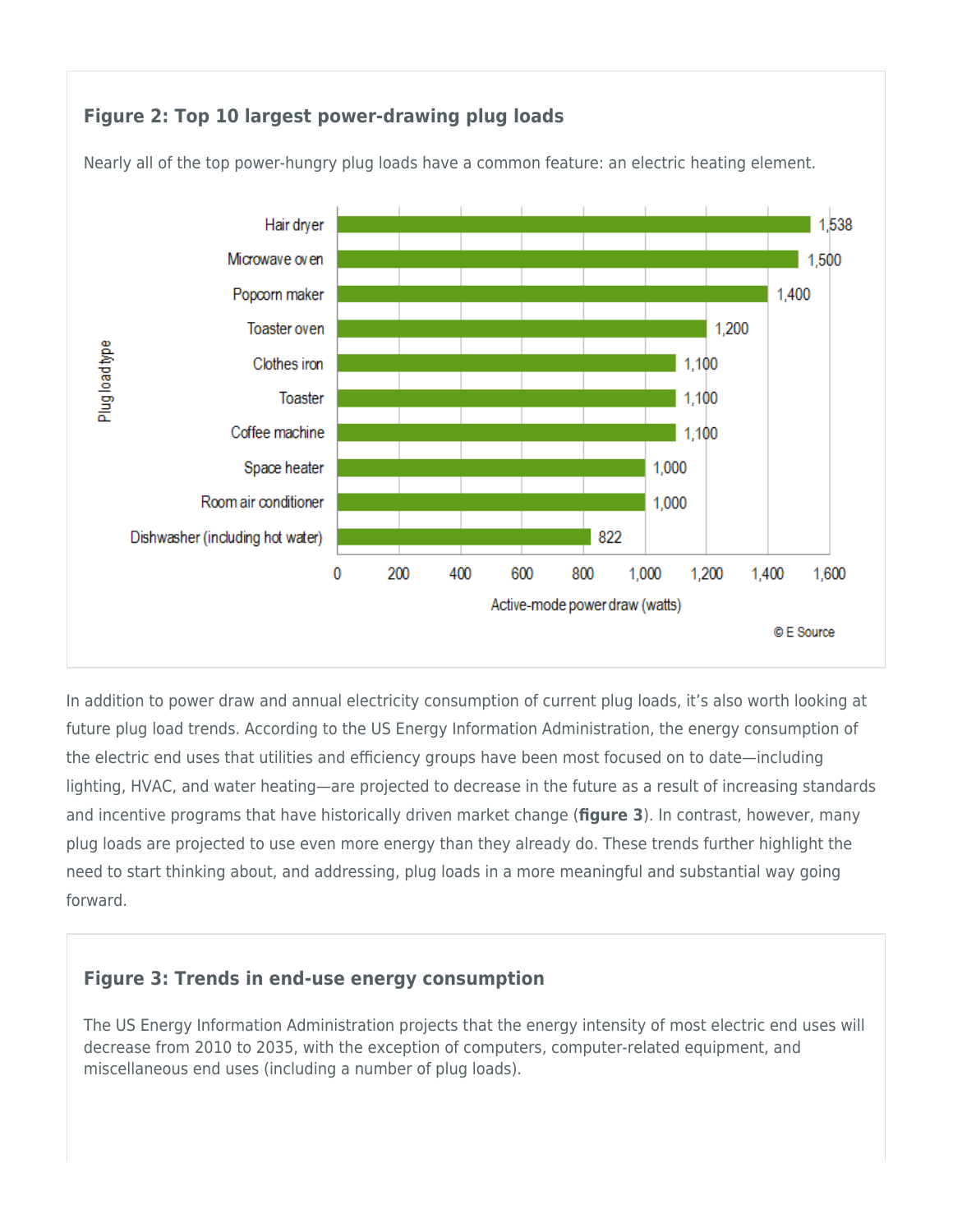### Figure 2: Top 10 largest power-drawing plug loads

Nearly all of the top power-hungry plug loads have a common feature: an electric heating element.

| Plug load type | Active-mode power draw (watts) |
|---|---|
| Hair dryer | 1,538 |
| Microwave oven | 1,500 |
| Popcorn maker | 1,400 |
| Toaster oven | 1,200 |
| Clothes iron | 1,100 |
| Toaster | 1,100 |
| Coffee machine | 1,100 |
| Space heater | 1,000 |
| Room air conditioner | 1,000 |
| Dishwasher (including hot water) | 822 |

© E Source

In addition to power draw and annual electricity consumption of current plug loads, it's also worth looking at future plug load trends. According to the US Energy Information Administration, the energy consumption of the electric end uses that utilities and efficiency groups have been most focused on to date—including lighting, HVAC, and water heating—are projected to decrease in the future as a result of increasing standards and incentive programs that have historically driven market change (**figure 3**). In contrast, however, many plug loads are projected to use even more energy than they already do. These trends further highlight the need to start thinking about, and addressing, plug loads in a more meaningful and substantial way going forward.

### Figure 3: Trends in end-use energy consumption

The US Energy Information Administration projects that the energy intensity of most electric end uses will decrease from 2010 to 2035, with the exception of computers, computer-related equipment, and miscellaneous end uses (including a number of plug loads).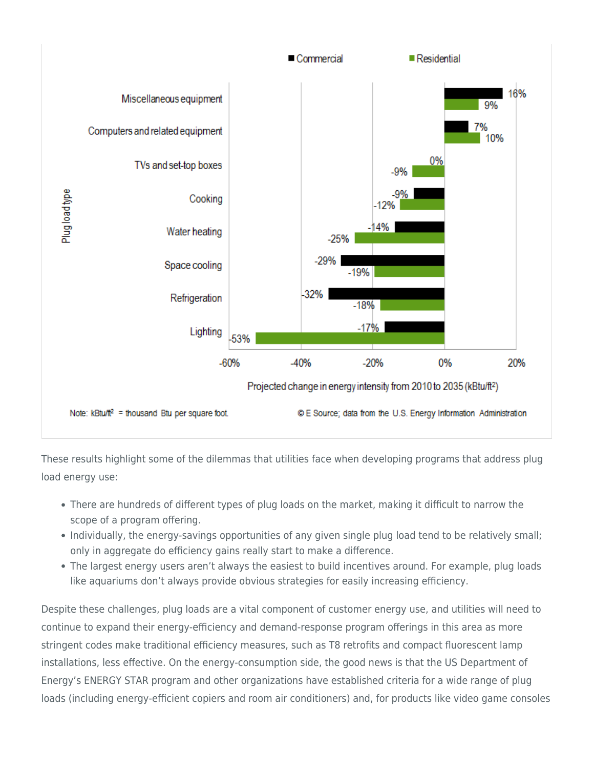| Plug load type | Commercial | Residential |
|---|---|---|
| Miscellaneous equipment | 16% | 9% |
| Computers and related equipment | 7% | 10% |
| TVs and set-top boxes | 0% | -9% |
| Cooking | -9% | -12% |
| Water heating | -14% | -25% |
| Space cooling | -29% | -19% |
| Refrigeration | -32% | -18% |
| Lighting | -17% | -53% |

Projected change in energy intensity from 2010 to 2035 (kBtu/ft²)

Note: kBtu/ft² = thousand Btu per square foot.

© E Source; data from the U.S. Energy Information Administration

These results highlight some of the dilemmas that utilities face when developing programs that address plug load energy use:

- There are hundreds of different types of plug loads on the market, making it difficult to narrow the scope of a program offering.
- Individually, the energy-savings opportunities of any given single plug load tend to be relatively small; only in aggregate do efficiency gains really start to make a difference.
- The largest energy users aren't always the easiest to build incentives around. For example, plug loads like aquariums don't always provide obvious strategies for easily increasing efficiency.

Despite these challenges, plug loads are a vital component of customer energy use, and utilities will need to continue to expand their energy-efficiency and demand-response program offerings in this area as more stringent codes make traditional efficiency measures, such as T8 retrofits and compact fluorescent lamp installations, less effective. On the energy-consumption side, the good news is that the US Department of Energy's ENERGY STAR program and other organizations have established criteria for a wide range of plug loads (including energy-efficient copiers and room air conditioners) and, for products like video game consoles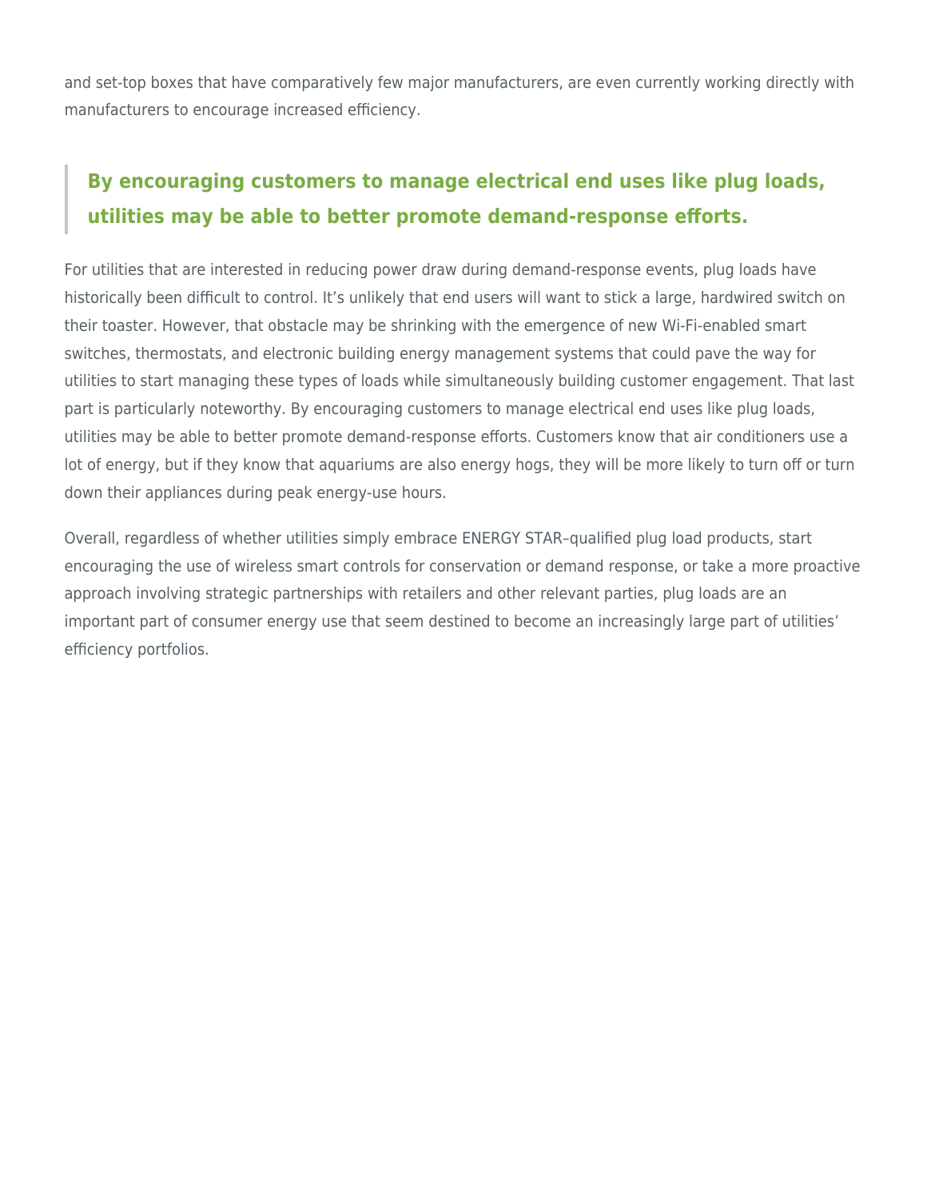and set-top boxes that have comparatively few major manufacturers, are even currently working directly with manufacturers to encourage increased efficiency.

> **By encouraging customers to manage electrical end uses like plug loads, utilities may be able to better promote demand-response efforts.**

For utilities that are interested in reducing power draw during demand-response events, plug loads have historically been difficult to control. It's unlikely that end users will want to stick a large, hardwired switch on their toaster. However, that obstacle may be shrinking with the emergence of new Wi-Fi-enabled smart switches, thermostats, and electronic building energy management systems that could pave the way for utilities to start managing these types of loads while simultaneously building customer engagement. That last part is particularly noteworthy. By encouraging customers to manage electrical end uses like plug loads, utilities may be able to better promote demand-response efforts. Customers know that air conditioners use a lot of energy, but if they know that aquariums are also energy hogs, they will be more likely to turn off or turn down their appliances during peak energy-use hours.

Overall, regardless of whether utilities simply embrace ENERGY STAR–qualified plug load products, start encouraging the use of wireless smart controls for conservation or demand response, or take a more proactive approach involving strategic partnerships with retailers and other relevant parties, plug loads are an important part of consumer energy use that seem destined to become an increasingly large part of utilities' efficiency portfolios.